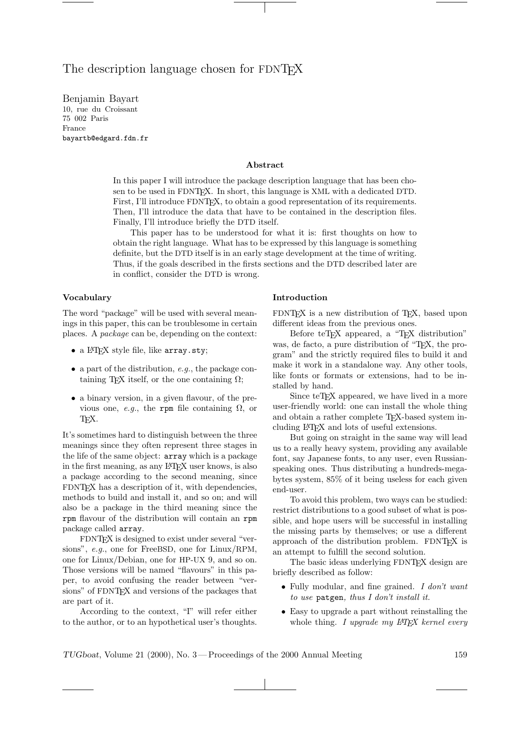# The description language chosen for FDNTEX

Benjamin Bayart
10, rue du Croissant
75 002 Paris
France
bayartb@edgard.fdn.fr

### Abstract

In this paper I will introduce the package description language that has been chosen to be used in FDNTEX. In short, this language is XML with a dedicated DTD. First, I'll introduce FDNTEX, to obtain a good representation of its requirements. Then, I'll introduce the data that have to be contained in the description files. Finally, I'll introduce briefly the DTD itself.

This paper has to be understood for what it is: first thoughts on how to obtain the right language. What has to be expressed by this language is something definite, but the DTD itself is in an early stage development at the time of writing. Thus, if the goals described in the firsts sections and the DTD described later are in conflict, consider the DTD is wrong.

## Vocabulary

The word "package" will be used with several meanings in this paper, this can be troublesome in certain places. A *package* can be, depending on the context:

- a LATEX style file, like `array.sty`;
- a part of the distribution, *e.g.*, the package containing TEX itself, or the one containing $\Omega$;
- a binary version, in a given flavour, of the previous one, *e.g.*, the `rpm` file containing $\Omega$, or TEX.

It's sometimes hard to distinguish between the three meanings since they often represent three stages in the life of the same object: `array` which is a package in the first meaning, as any LATEX user knows, is also a package according to the second meaning, since FDNTEX has a description of it, with dependencies, methods to build and install it, and so on; and will also be a package in the third meaning since the `rpm` flavour of the distribution will contain an `rpm` package called `array`.

FDNTEX is designed to exist under several "versions", *e.g.*, one for FreeBSD, one for Linux/RPM, one for Linux/Debian, one for HP-UX 9, and so on. Those versions will be named "flavours" in this paper, to avoid confusing the reader between "versions" of FDNTEX and versions of the packages that are part of it.

According to the context, "I" will refer either to the author, or to an hypothetical user's thoughts.

## Introduction

FDNTEX is a new distribution of TEX, based upon different ideas from the previous ones.

Before teTEX appeared, a "TEX distribution" was, de facto, a pure distribution of "TEX, the program" and the strictly required files to build it and make it work in a standalone way. Any other tools, like fonts or formats or extensions, had to be installed by hand.

Since teTEX appeared, we have lived in a more user-friendly world: one can install the whole thing and obtain a rather complete TEX-based system including LATEX and lots of useful extensions.

But going on straight in the same way will lead us to a really heavy system, providing any available font, say Japanese fonts, to any user, even Russian-speaking ones. Thus distributing a hundreds-megabytes system, 85% of it being useless for each given end-user.

To avoid this problem, two ways can be studied: restrict distributions to a good subset of what is possible, and hope users will be successful in installing the missing parts by themselves; or use a different approach of the distribution problem. FDNTEX is an attempt to fulfill the second solution.

The basic ideas underlying FDNTEX design are briefly described as follow:

- Fully modular, and fine grained. *I don't want to use* `patgen`*, thus I don't install it.*
- Easy to upgrade a part without reinstalling the whole thing. *I upgrade my LATEX kernel every*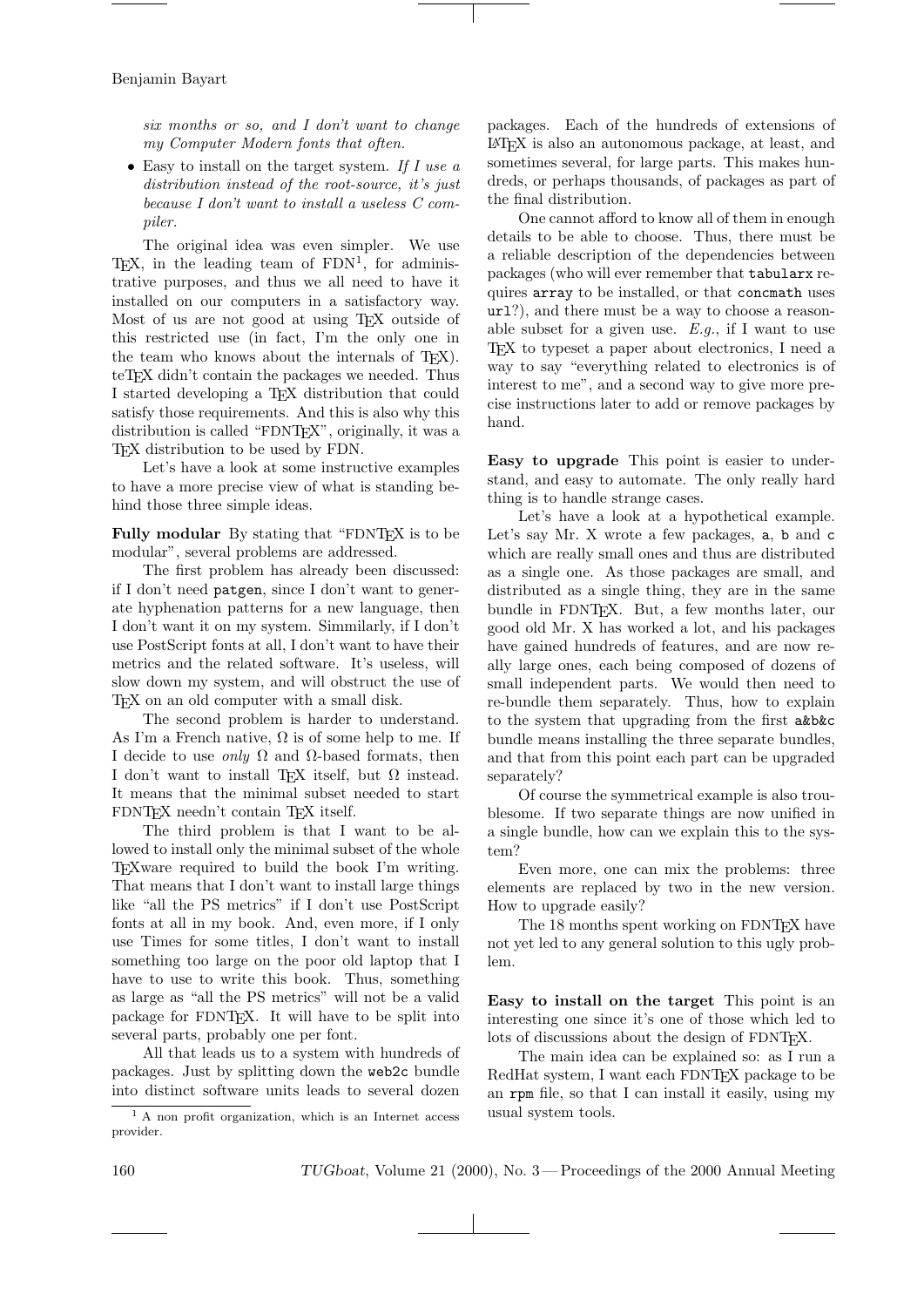*six months or so, and I don't want to change my Computer Modern fonts that often.*

- Easy to install on the target system. *If I use a distribution instead of the root-source, it's just because I don't want to install a useless C compiler.*

The original idea was even simpler. We use TEX, in the leading team of FDN[1], for administrative purposes, and thus we all need to have it installed on our computers in a satisfactory way. Most of us are not good at using TEX outside of this restricted use (in fact, I'm the only one in the team who knows about the internals of TEX). teTEX didn't contain the packages we needed. Thus I started developing a TEX distribution that could satisfy those requirements. And this is also why this distribution is called "FDNTEX", originally, it was a TEX distribution to be used by FDN.

Let's have a look at some instructive examples to have a more precise view of what is standing behind those three simple ideas.

**Fully modular** By stating that "FDNTEX is to be modular", several problems are addressed.

The first problem has already been discussed: if I don't need `patgen`, since I don't want to generate hyphenation patterns for a new language, then I don't want it on my system. Simmilarly, if I don't use PostScript fonts at all, I don't want to have their metrics and the related software. It's useless, will slow down my system, and will obstruct the use of TEX on an old computer with a small disk.

The second problem is harder to understand. As I'm a French native, Ω is of some help to me. If I decide to use *only* Ω and Ω-based formats, then I don't want to install TEX itself, but Ω instead. It means that the minimal subset needed to start FDNTEX needn't contain TEX itself.

The third problem is that I want to be allowed to install only the minimal subset of the whole TEXware required to build the book I'm writing. That means that I don't want to install large things like "all the PS metrics" if I don't use PostScript fonts at all in my book. And, even more, if I only use Times for some titles, I don't want to install something too large on the poor old laptop that I have to use to write this book. Thus, something as large as "all the PS metrics" will not be a valid package for FDNTEX. It will have to be split into several parts, probably one per font.

All that leads us to a system with hundreds of packages. Just by splitting down the `web2c` bundle into distinct software units leads to several dozen packages. Each of the hundreds of extensions of LATEX is also an autonomous package, at least, and sometimes several, for large parts. This makes hundreds, or perhaps thousands, of packages as part of the final distribution.

One cannot afford to know all of them in enough details to be able to choose. Thus, there must be a reliable description of the dependencies between packages (who will ever remember that `tabularx` requires `array` to be installed, or that `concmath` uses `url`?), and there must be a way to choose a reasonable subset for a given use. *E.g.*, if I want to use TEX to typeset a paper about electronics, I need a way to say "everything related to electronics is of interest to me", and a second way to give more precise instructions later to add or remove packages by hand.

**Easy to upgrade** This point is easier to understand, and easy to automate. The only really hard thing is to handle strange cases.

Let's have a look at a hypothetical example. Let's say Mr. X wrote a few packages, `a`, `b` and `c` which are really small ones and thus are distributed as a single one. As those packages are small, and distributed as a single thing, they are in the same bundle in FDNTEX. But, a few months later, our good old Mr. X has worked a lot, and his packages have gained hundreds of features, and are now really large ones, each being composed of dozens of small independent parts. We would then need to re-bundle them separately. Thus, how to explain to the system that upgrading from the first `a&b&c` bundle means installing the three separate bundles, and that from this point each part can be upgraded separately?

Of course the symmetrical example is also troublesome. If two separate things are now unified in a single bundle, how can we explain this to the system?

Even more, one can mix the problems: three elements are replaced by two in the new version. How to upgrade easily?

The 18 months spent working on FDNTEX have not yet led to any general solution to this ugly problem.

**Easy to install on the target** This point is an interesting one since it's one of those which led to lots of discussions about the design of FDNTEX.

The main idea can be explained so: as I run a RedHat system, I want each FDNTEX package to be an `rpm` file, so that I can install it easily, using my usual system tools.

[1] A non profit organization, which is an Internet access provider.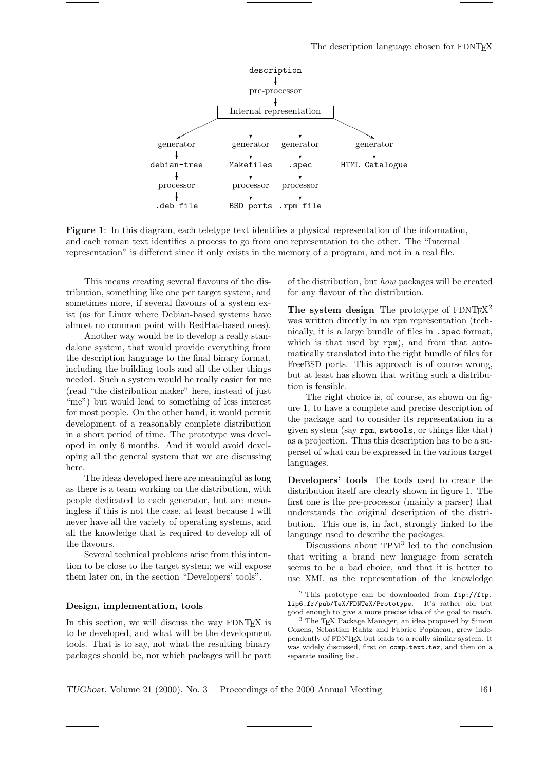```
                    description
                         |
                    pre-processor
                         |
               [Internal representation]
        /            |            |            \
   generator     generator    generator     generator
       |             |            |             |
  debian-tree    Makefiles      .spec     HTML Catalogue
       |             |            |
   processor     processor    processor
       |             |            |
   .deb file     BSD ports   .rpm file
```

**Figure 1**: In this diagram, each teletype text identifies a physical representation of the information, and each roman text identifies a process to go from one representation to the other. The "Internal representation" is different since it only exists in the memory of a program, and not in a real file.

This means creating several flavours of the distribution, something like one per target system, and sometimes more, if several flavours of a system exist (as for Linux where Debian-based systems have almost no common point with RedHat-based ones).

Another way would be to develop a really standalone system, that would provide everything from the description language to the final binary format, including the building tools and all the other things needed. Such a system would be really easier for me (read "the distribution maker" here, instead of just "me") but would lead to something of less interest for most people. On the other hand, it would permit development of a reasonably complete distribution in a short period of time. The prototype was developed in only 6 months. And it would avoid developing all the general system that we are discussing here.

The ideas developed here are meaningful as long as there is a team working on the distribution, with people dedicated to each generator, but are meaningless if this is not the case, at least because I will never have all the variety of operating systems, and all the knowledge that is required to develop all of the flavours.

Several technical problems arise from this intention to be close to the target system; we will expose them later on, in the section "Developers' tools".

### Design, implementation, tools

In this section, we will discuss the way FDNTEX is to be developed, and what will be the development tools. That is to say, not what the resulting binary packages should be, nor which packages will be part of the distribution, but *how* packages will be created for any flavour of the distribution.

**The system design** The prototype of FDNTEX[2] was written directly in an `rpm` representation (technically, it is a large bundle of files in `.spec` format, which is that used by `rpm`), and from that automatically translated into the right bundle of files for FreeBSD ports. This approach is of course wrong, but at least has shown that writing such a distribution is feasible.

The right choice is, of course, as shown on figure 1, to have a complete and precise description of the package and to consider its representation in a given system (say `rpm`, `swtools`, or things like that) as a projection. Thus this description has to be a superset of what can be expressed in the various target languages.

**Developers' tools** The tools used to create the distribution itself are clearly shown in figure 1. The first one is the pre-processor (mainly a parser) that understands the original description of the distribution. This one is, in fact, strongly linked to the language used to describe the packages.

Discussions about TPM[3] led to the conclusion that writing a brand new language from scratch seems to be a bad choice, and that it is better to use XML as the representation of the knowledge

[2] This prototype can be downloaded from `ftp://ftp.lip6.fr/pub/TeX/FDNTeX/Prototype`. It's rather old but good enough to give a more precise idea of the goal to reach.

[3] The TEX Package Manager, an idea proposed by Simon Cozens, Sebastian Rahtz and Fabrice Popineau, grew independently of FDNTEX but leads to a really similar system. It was widely discussed, first on `comp.text.tex`, and then on a separate mailing list.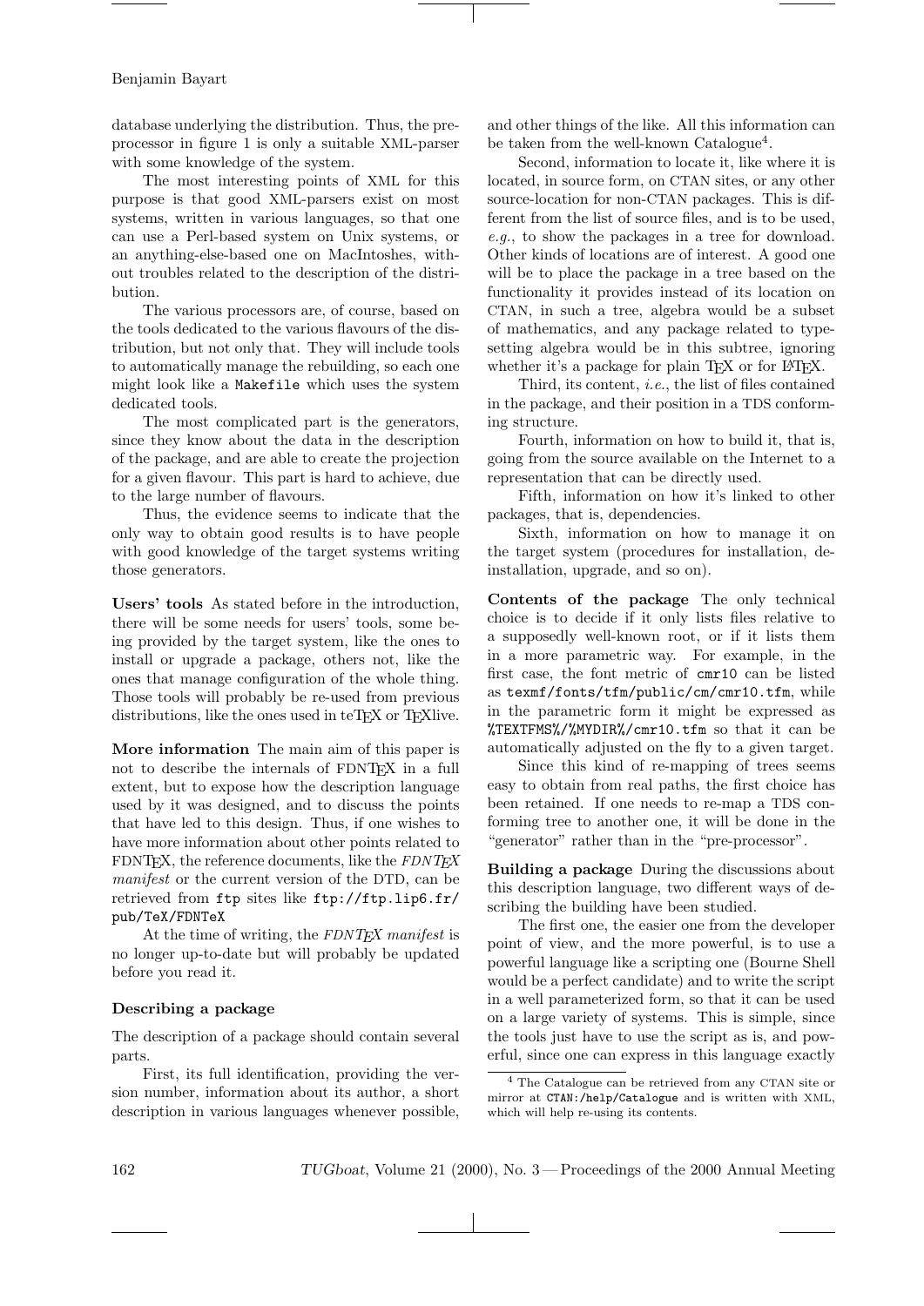database underlying the distribution. Thus, the preprocessor in figure 1 is only a suitable XML-parser with some knowledge of the system.

The most interesting points of XML for this purpose is that good XML-parsers exist on most systems, written in various languages, so that one can use a Perl-based system on Unix systems, or an anything-else-based one on MacIntoshes, without troubles related to the description of the distribution.

The various processors are, of course, based on the tools dedicated to the various flavours of the distribution, but not only that. They will include tools to automatically manage the rebuilding, so each one might look like a `Makefile` which uses the system dedicated tools.

The most complicated part is the generators, since they know about the data in the description of the package, and are able to create the projection for a given flavour. This part is hard to achieve, due to the large number of flavours.

Thus, the evidence seems to indicate that the only way to obtain good results is to have people with good knowledge of the target systems writing those generators.

**Users' tools** As stated before in the introduction, there will be some needs for users' tools, some being provided by the target system, like the ones to install or upgrade a package, others not, like the ones that manage configuration of the whole thing. Those tools will probably be re-used from previous distributions, like the ones used in teTeX or TeXlive.

**More information** The main aim of this paper is not to describe the internals of FDNTeX in a full extent, but to expose how the description language used by it was designed, and to discuss the points that have led to this design. Thus, if one wishes to have more information about other points related to FDNTeX, the reference documents, like the *FDNTeX manifest* or the current version of the DTD, can be retrieved from `ftp` sites like `ftp://ftp.lip6.fr/pub/TeX/FDNTeX`

At the time of writing, the *FDNTeX manifest* is no longer up-to-date but will probably be updated before you read it.

### Describing a package

The description of a package should contain several parts.

First, its full identification, providing the version number, information about its author, a short description in various languages whenever possible, and other things of the like. All this information can be taken from the well-known Catalogue[4].

Second, information to locate it, like where it is located, in source form, on CTAN sites, or any other source-location for non-CTAN packages. This is different from the list of source files, and is to be used, *e.g.*, to show the packages in a tree for download. Other kinds of locations are of interest. A good one will be to place the package in a tree based on the functionality it provides instead of its location on CTAN, in such a tree, algebra would be a subset of mathematics, and any package related to typesetting algebra would be in this subtree, ignoring whether it's a package for plain TeX or for LaTeX.

Third, its content, *i.e.*, the list of files contained in the package, and their position in a TDS conforming structure.

Fourth, information on how to build it, that is, going from the source available on the Internet to a representation that can be directly used.

Fifth, information on how it's linked to other packages, that is, dependencies.

Sixth, information on how to manage it on the target system (procedures for installation, deinstallation, upgrade, and so on).

**Contents of the package** The only technical choice is to decide if it only lists files relative to a supposedly well-known root, or if it lists them in a more parametric way. For example, in the first case, the font metric of `cmr10` can be listed as `texmf/fonts/tfm/public/cm/cmr10.tfm`, while in the parametric form it might be expressed as `%TEXTFMS%/%MYDIR%/cmr10.tfm` so that it can be automatically adjusted on the fly to a given target.

Since this kind of re-mapping of trees seems easy to obtain from real paths, the first choice has been retained. If one needs to re-map a TDS conforming tree to another one, it will be done in the "generator" rather than in the "pre-processor".

**Building a package** During the discussions about this description language, two different ways of describing the building have been studied.

The first one, the easier one from the developer point of view, and the more powerful, is to use a powerful language like a scripting one (Bourne Shell would be a perfect candidate) and to write the script in a well parameterized form, so that it can be used on a large variety of systems. This is simple, since the tools just have to use the script as is, and powerful, since one can express in this language exactly

[4] The Catalogue can be retrieved from any CTAN site or mirror at `CTAN:/help/Catalogue` and is written with XML, which will help re-using its contents.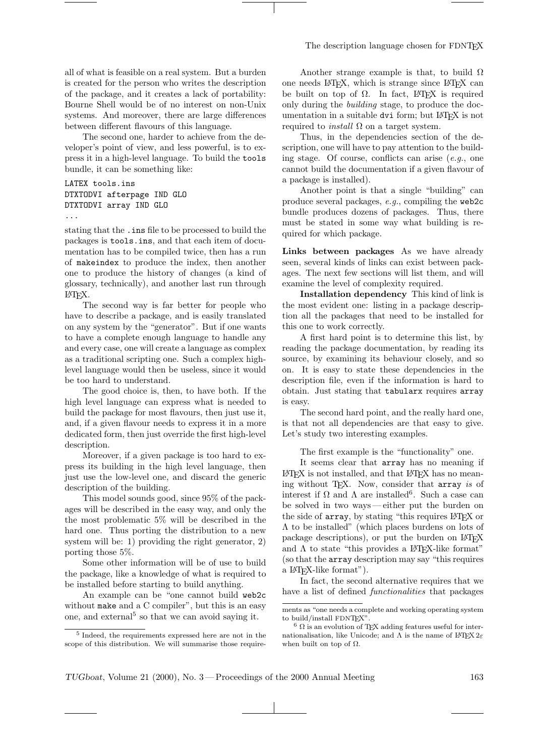all of what is feasible on a real system. But a burden is created for the person who writes the description of the package, and it creates a lack of portability: Bourne Shell would be of no interest on non-Unix systems. And moreover, there are large differences between different flavours of this language.

The second one, harder to achieve from the developer's point of view, and less powerful, is to express it in a high-level language. To build the `tools` bundle, it can be something like:

```
LATEX tools.ins
DTXTODVI afterpage IND GLO
DTXTODVI array IND GLO
...
```

stating that the `.ins` file to be processed to build the packages is `tools.ins`, and that each item of documentation has to be compiled twice, then has a run of `makeindex` to produce the index, then another one to produce the history of changes (a kind of glossary, technically), and another last run through LaTeX.

The second way is far better for people who have to describe a package, and is easily translated on any system by the "generator". But if one wants to have a complete enough language to handle any and every case, one will create a language as complex as a traditional scripting one. Such a complex high-level language would then be useless, since it would be too hard to understand.

The good choice is, then, to have both. If the high level language can express what is needed to build the package for most flavours, then just use it, and, if a given flavour needs to express it in a more dedicated form, then just override the first high-level description.

Moreover, if a given package is too hard to express its building in the high level language, then just use the low-level one, and discard the generic description of the building.

This model sounds good, since 95% of the packages will be described in the easy way, and only the the most problematic 5% will be described in the hard one. Thus porting the distribution to a new system will be: 1) providing the right generator, 2) porting those 5%.

Some other information will be of use to build the package, like a knowledge of what is required to be installed before starting to build anything.

An example can be "one cannot build `web2c` without `make` and a C compiler", but this is an easy one, and external[5] so that we can avoid saying it.

Another strange example is that, to build $\Omega$ one needs LaTeX, which is strange since LaTeX can be built on top of $\Omega$. In fact, LaTeX is required only during the *building* stage, to produce the documentation in a suitable `dvi` form; but LaTeX is not required to *install* $\Omega$ on a target system.

Thus, in the dependencies section of the description, one will have to pay attention to the building stage. Of course, conflicts can arise (*e.g.*, one cannot build the documentation if a given flavour of a package is installed).

Another point is that a single "building" can produce several packages, *e.g.*, compiling the `web2c` bundle produces dozens of packages. Thus, there must be stated in some way what building is required for which package.

**Links between packages** As we have already seen, several kinds of links can exist between packages. The next few sections will list them, and will examine the level of complexity required.

**Installation dependency** This kind of link is the most evident one: listing in a package description all the packages that need to be installed for this one to work correctly.

A first hard point is to determine this list, by reading the package documentation, by reading its source, by examining its behaviour closely, and so on. It is easy to state these dependencies in the description file, even if the information is hard to obtain. Just stating that `tabularx` requires `array` is easy.

The second hard point, and the really hard one, is that not all dependencies are that easy to give. Let's study two interesting examples.

The first example is the "functionality" one.

It seems clear that `array` has no meaning if LaTeX is not installed, and that LaTeX has no meaning without TeX. Now, consider that `array` *is* of interest if $\Omega$ and $\Lambda$ are installed[6]. Such a case can be solved in two ways — either put the burden on the side of `array`, by stating "this requires LaTeX or $\Lambda$ to be installed" (which places burdens on lots of package descriptions), or put the burden on LaTeX and $\Lambda$ to state "this provides a LaTeX-like format" (so that the `array` description may say "this requires a LaTeX-like format").

In fact, the second alternative requires that we have a list of defined *functionalities* that packages

---

[5] Indeed, the requirements expressed here are not in the scope of this distribution. We will summarise those requirements as "one needs a complete and working operating system to build/install FDNTeX".

[6] $\Omega$ is an evolution of TeX adding features useful for internationalisation, like Unicode; and $\Lambda$ is the name of LaTeX $2\varepsilon$ when built on top of $\Omega$.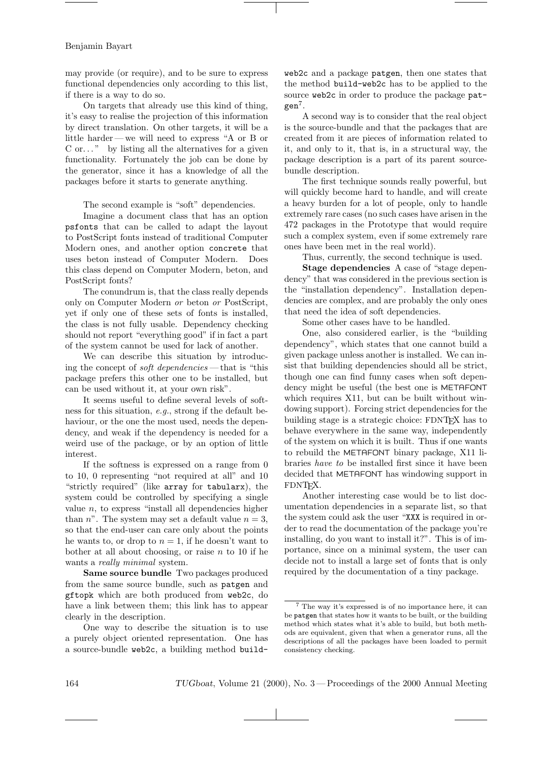may provide (or require), and to be sure to express functional dependencies only according to this list, if there is a way to do so.

On targets that already use this kind of thing, it's easy to realise the projection of this information by direct translation. On other targets, it will be a little harder — we will need to express "A or B or C or…" by listing all the alternatives for a given functionality. Fortunately the job can be done by the generator, since it has a knowledge of all the packages before it starts to generate anything.

The second example is "soft" dependencies.

Imagine a document class that has an option `psfonts` that can be called to adapt the layout to PostScript fonts instead of traditional Computer Modern ones, and another option `concrete` that uses beton instead of Computer Modern. Does this class depend on Computer Modern, beton, and PostScript fonts?

The conundrum is, that the class really depends only on Computer Modern *or* beton *or* PostScript, yet if only one of these sets of fonts is installed, the class is not fully usable. Dependency checking should not report "everything good" if in fact a part of the system cannot be used for lack of another.

We can describe this situation by introducing the concept of *soft dependencies* — that is "this package prefers this other one to be installed, but can be used without it, at your own risk".

It seems useful to define several levels of softness for this situation, *e.g.*, strong if the default behaviour, or the one the most used, needs the dependency, and weak if the dependency is needed for a weird use of the package, or by an option of little interest.

If the softness is expressed on a range from 0 to 10, 0 representing "not required at all" and 10 "strictly required" (like `array` for `tabularx`), the system could be controlled by specifying a single value $n$, to express "install all dependencies higher than $n$". The system may set a default value $n = 3$, so that the end-user can care only about the points he wants to, or drop to $n = 1$, if he doesn't want to bother at all about choosing, or raise $n$ to 10 if he wants a *really minimal* system.

**Same source bundle** Two packages produced from the same source bundle, such as `patgen` and `gftopk` which are both produced from `web2c`, do have a link between them; this link has to appear clearly in the description.

One way to describe the situation is to use a purely object oriented representation. One has a source-bundle `web2c`, a building method `build-web2c` and a package `patgen`, then one states that the method `build-web2c` has to be applied to the source `web2c` in order to produce the package `patgen`[7].

A second way is to consider that the real object is the source-bundle and that the packages that are created from it are pieces of information related to it, and only to it, that is, in a structural way, the package description is a part of its parent source-bundle description.

The first technique sounds really powerful, but will quickly become hard to handle, and will create a heavy burden for a lot of people, only to handle extremely rare cases (no such cases have arisen in the 472 packages in the Prototype that would require such a complex system, even if some extremely rare ones have been met in the real world).

Thus, currently, the second technique is used.

**Stage dependencies** A case of "stage dependency" that was considered in the previous section is the "installation dependency". Installation dependencies are complex, and are probably the only ones that need the idea of soft dependencies.

Some other cases have to be handled.

One, also considered earlier, is the "building dependency", which states that one cannot build a given package unless another is installed. We can insist that building dependencies should all be strict, though one can find funny cases when soft dependency might be useful (the best one is METAFONT which requires X11, but can be built without windowing support). Forcing strict dependencies for the building stage is a strategic choice: FDNTEX has to behave everywhere in the same way, independently of the system on which it is built. Thus if one wants to rebuild the METAFONT binary package, X11 libraries *have to* be installed first since it have been decided that METAFONT has windowing support in FDNTEX.

Another interesting case would be to list documentation dependencies in a separate list, so that the system could ask the user "`XXX` is required in order to read the documentation of the package you're installing, do you want to install it?". This is of importance, since on a minimal system, the user can decide not to install a large set of fonts that is only required by the documentation of a tiny package.

---

[7] The way it's expressed is of no importance here, it can be `patgen` that states how it wants to be built, or the building method which states what it's able to build, but both methods are equivalent, given that when a generator runs, all the descriptions of all the packages have been loaded to permit consistency checking.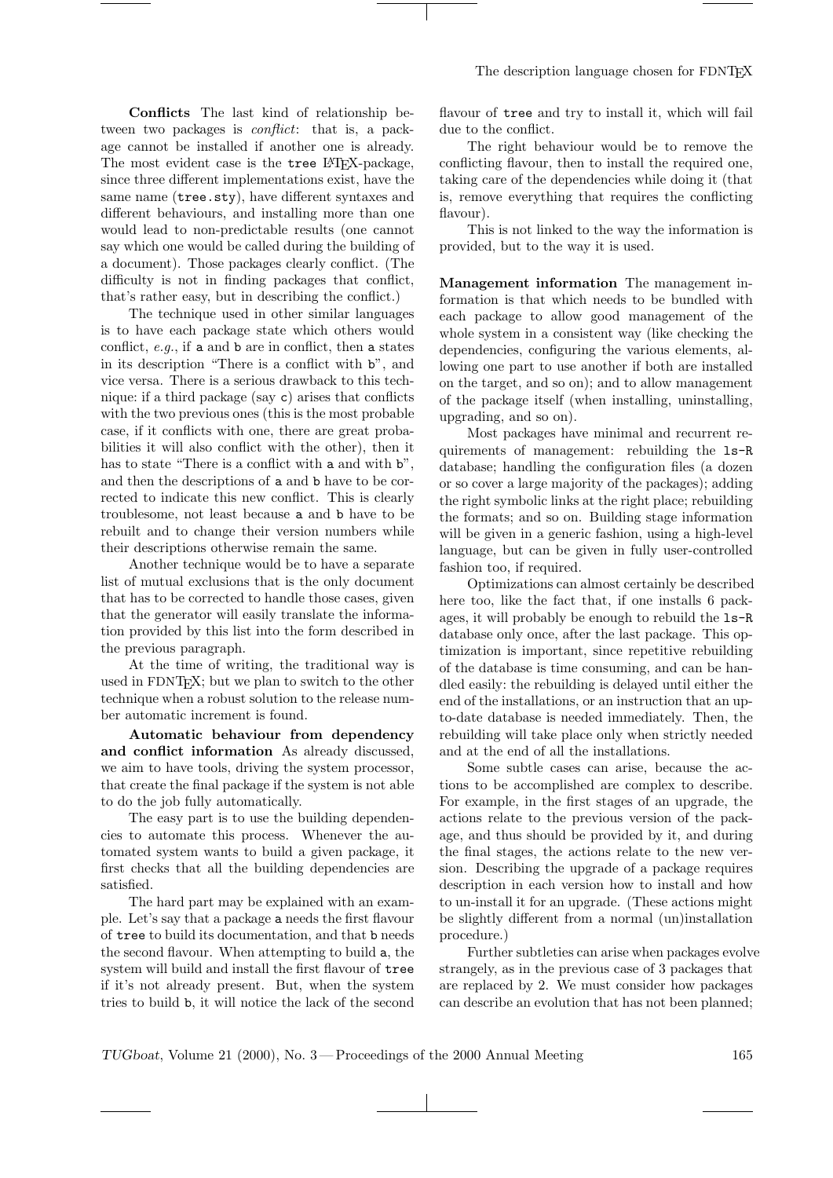**Conflicts** The last kind of relationship between two packages is *conflict*: that is, a package cannot be installed if another one is already. The most evident case is the `tree` LaTeX-package, since three different implementations exist, have the same name (`tree.sty`), have different syntaxes and different behaviours, and installing more than one would lead to non-predictable results (one cannot say which one would be called during the building of a document). Those packages clearly conflict. (The difficulty is not in finding packages that conflict, that's rather easy, but in describing the conflict.)

The technique used in other similar languages is to have each package state which others would conflict, *e.g.*, if `a` and `b` are in conflict, then `a` states in its description "There is a conflict with `b`", and vice versa. There is a serious drawback to this technique: if a third package (say `c`) arises that conflicts with the two previous ones (this is the most probable case, if it conflicts with one, there are great probabilities it will also conflict with the other), then it has to state "There is a conflict with `a` and with `b`", and then the descriptions of `a` and `b` have to be corrected to indicate this new conflict. This is clearly troublesome, not least because `a` and `b` have to be rebuilt and to change their version numbers while their descriptions otherwise remain the same.

Another technique would be to have a separate list of mutual exclusions that is the only document that has to be corrected to handle those cases, given that the generator will easily translate the information provided by this list into the form described in the previous paragraph.

At the time of writing, the traditional way is used in FDNTeX; but we plan to switch to the other technique when a robust solution to the release number automatic increment is found.

**Automatic behaviour from dependency and conflict information** As already discussed, we aim to have tools, driving the system processor, that create the final package if the system is not able to do the job fully automatically.

The easy part is to use the building dependencies to automate this process. Whenever the automated system wants to build a given package, it first checks that all the building dependencies are satisfied.

The hard part may be explained with an example. Let's say that a package `a` needs the first flavour of `tree` to build its documentation, and that `b` needs the second flavour. When attempting to build `a`, the system will build and install the first flavour of `tree` if it's not already present. But, when the system tries to build `b`, it will notice the lack of the second flavour of `tree` and try to install it, which will fail due to the conflict.

The right behaviour would be to remove the conflicting flavour, then to install the required one, taking care of the dependencies while doing it (that is, remove everything that requires the conflicting flavour).

This is not linked to the way the information is provided, but to the way it is used.

**Management information** The management information is that which needs to be bundled with each package to allow good management of the whole system in a consistent way (like checking the dependencies, configuring the various elements, allowing one part to use another if both are installed on the target, and so on); and to allow management of the package itself (when installing, uninstalling, upgrading, and so on).

Most packages have minimal and recurrent requirements of management: rebuilding the `ls-R` database; handling the configuration files (a dozen or so cover a large majority of the packages); adding the right symbolic links at the right place; rebuilding the formats; and so on. Building stage information will be given in a generic fashion, using a high-level language, but can be given in fully user-controlled fashion too, if required.

Optimizations can almost certainly be described here too, like the fact that, if one installs 6 packages, it will probably be enough to rebuild the `ls-R` database only once, after the last package. This optimization is important, since repetitive rebuilding of the database is time consuming, and can be handled easily: the rebuilding is delayed until either the end of the installations, or an instruction that an up-to-date database is needed immediately. Then, the rebuilding will take place only when strictly needed and at the end of all the installations.

Some subtle cases can arise, because the actions to be accomplished are complex to describe. For example, in the first stages of an upgrade, the actions relate to the previous version of the package, and thus should be provided by it, and during the final stages, the actions relate to the new version. Describing the upgrade of a package requires description in each version how to install and how to un-install it for an upgrade. (These actions might be slightly different from a normal (un)installation procedure.)

Further subtleties can arise when packages evolve strangely, as in the previous case of 3 packages that are replaced by 2. We must consider how packages can describe an evolution that has not been planned;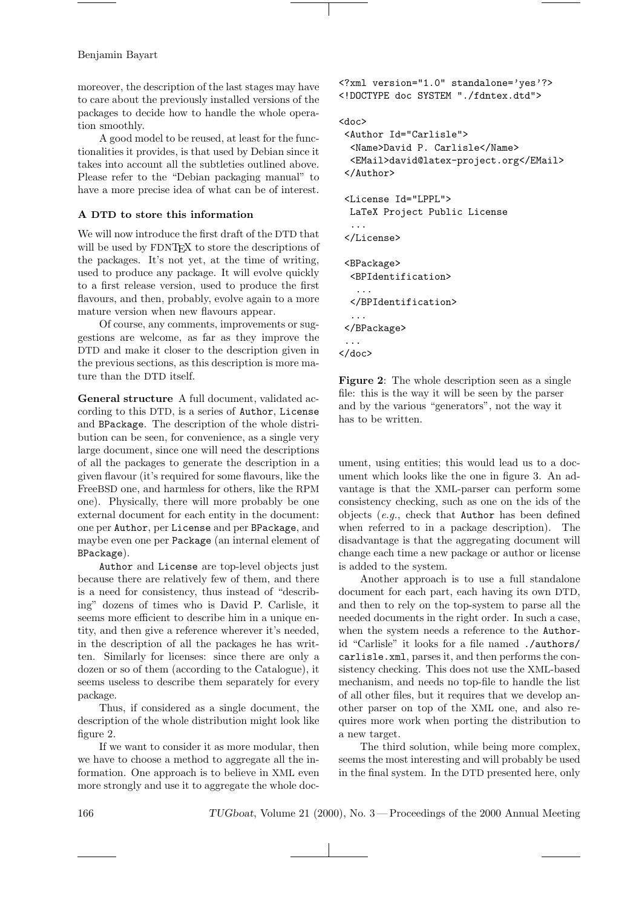moreover, the description of the last stages may have to care about the previously installed versions of the packages to decide how to handle the whole operation smoothly.

A good model to be reused, at least for the functionalities it provides, is that used by Debian since it takes into account all the subtleties outlined above. Please refer to the "Debian packaging manual" to have a more precise idea of what can be of interest.

### A DTD to store this information

We will now introduce the first draft of the DTD that will be used by FDNTEX to store the descriptions of the packages. It's not yet, at the time of writing, used to produce any package. It will evolve quickly to a first release version, used to produce the first flavours, and then, probably, evolve again to a more mature version when new flavours appear.

Of course, any comments, improvements or suggestions are welcome, as far as they improve the DTD and make it closer to the description given in the previous sections, as this description is more mature than the DTD itself.

**General structure** A full document, validated according to this DTD, is a series of `Author`, `License` and `BPackage`. The description of the whole distribution can be seen, for convenience, as a single very large document, since one will need the descriptions of all the packages to generate the description in a given flavour (it's required for some flavours, like the FreeBSD one, and harmless for others, like the RPM one). Physically, there will more probably be one external document for each entity in the document: one per `Author`, per `License` and per `BPackage`, and maybe even one per `Package` (an internal element of `BPackage`).

`Author` and `License` are top-level objects just because there are relatively few of them, and there is a need for consistency, thus instead of "describing" dozens of times who is David P. Carlisle, it seems more efficient to describe him in a unique entity, and then give a reference wherever it's needed, in the description of all the packages he has written. Similarly for licenses: since there are only a dozen or so of them (according to the Catalogue), it seems useless to describe them separately for every package.

Thus, if considered as a single document, the description of the whole distribution might look like figure 2.

```
<?xml version="1.0" standalone='yes'?>
<!DOCTYPE doc SYSTEM "./fdntex.dtd">

<doc>
 <Author Id="Carlisle">
  <Name>David P. Carlisle</Name>
  <EMail>david@latex-project.org</EMail>
 </Author>

 <License Id="LPPL">
  LaTeX Project Public License
  ...
 </License>

 <BPackage>
  <BPIdentification>
   ...
  </BPIdentification>
  ...
 </BPackage>
 ...
</doc>
```

**Figure 2**: The whole description seen as a single file: this is the way it will be seen by the parser and by the various "generators", not the way it has to be written.

If we want to consider it as more modular, then we have to choose a method to aggregate all the information. One approach is to believe in XML even more strongly and use it to aggregate the whole document, using entities; this would lead us to a document which looks like the one in figure 3. An advantage is that the XML-parser can perform some consistency checking, such as one on the ids of the objects (*e.g.*, check that `Author` has been defined when referred to in a package description). The disadvantage is that the aggregating document will change each time a new package or author or license is added to the system.

Another approach is to use a full standalone document for each part, each having its own DTD, and then to rely on the top-system to parse all the needed documents in the right order. In such a case, when the system needs a reference to the `Author`-id "Carlisle" it looks for a file named `./authors/carlisle.xml`, parses it, and then performs the consistency checking. This does not use the XML-based mechanism, and needs no top-file to handle the list of all other files, but it requires that we develop another parser on top of the XML one, and also requires more work when porting the distribution to a new target.

The third solution, while being more complex, seems the most interesting and will probably be used in the final system. In the DTD presented here, only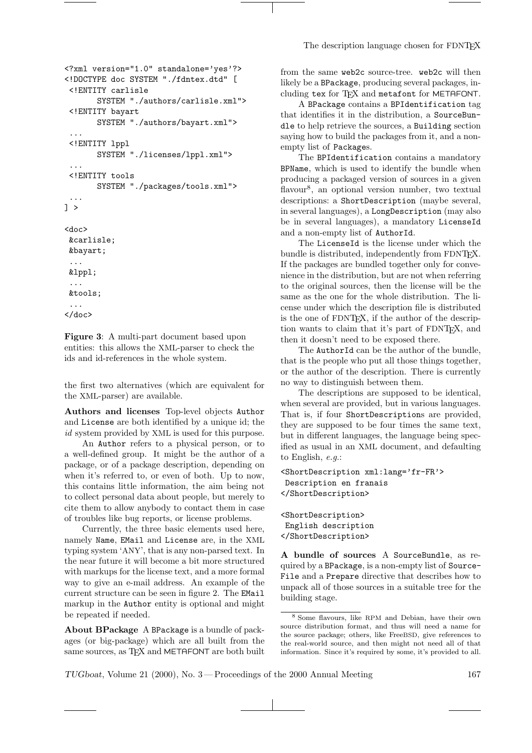```
<?xml version="1.0" standalone='yes'?>
<!DOCTYPE doc SYSTEM "./fdntex.dtd" [
 <!ENTITY carlisle
       SYSTEM "./authors/carlisle.xml">
 <!ENTITY bayart
       SYSTEM "./authors/bayart.xml">
 ...
 <!ENTITY lppl
       SYSTEM "./licenses/lppl.xml">
 ...
 <!ENTITY tools
       SYSTEM "./packages/tools.xml">
 ...
] >

<doc>
 &carlisle;
 &bayart;
 ...
 &lppl;
 ...
 &tools;
 ...
</doc>
```

**Figure 3**: A multi-part document based upon entities: this allows the XML-parser to check the ids and id-references in the whole system.

the first two alternatives (which are equivalent for the XML-parser) are available.

**Authors and licenses** Top-level objects `Author` and `License` are both identified by a unique id; the *id* system provided by XML is used for this purpose.

An `Author` refers to a physical person, or to a well-defined group. It might be the author of a package, or of a package description, depending on when it's referred to, or even of both. Up to now, this contains little information, the aim being not to collect personal data about people, but merely to cite them to allow anybody to contact them in case of troubles like bug reports, or license problems.

Currently, the three basic elements used here, namely `Name`, `EMail` and `License` are, in the XML typing system 'ANY', that is any non-parsed text. In the near future it will become a bit more structured with markups for the license text, and a more formal way to give an e-mail address. An example of the current structure can be seen in figure 2. The `EMail` markup in the `Author` entity is optional and might be repeated if needed.

**About BPackage** A `BPackage` is a bundle of packages (or big-package) which are all built from the same sources, as TeX and METAFONT are both built from the same `web2c` source-tree. `web2c` will then likely be a `BPackage`, producing several packages, including `tex` for TeX and `metafont` for METAFONT.

A `BPackage` contains a `BPIdentification` tag that identifies it in the distribution, a `SourceBundle` to help retrieve the sources, a `Building` section saying how to build the packages from it, and a non-empty list of `Packages`.

The `BPIdentification` contains a mandatory `BPName`, which is used to identify the bundle when producing a packaged version of sources in a given flavour[8], an optional version number, two textual descriptions: a `ShortDescription` (maybe several, in several languages), a `LongDescription` (may also be in several languages), a mandatory `LicenseId` and a non-empty list of `AuthorId`.

The `LicenseId` is the license under which the bundle is distributed, independently from FDNTeX. If the packages are bundled together only for convenience in the distribution, but are not when referring to the original sources, then the license will be the same as the one for the whole distribution. The license under which the description file is distributed is the one of FDNTeX, if the author of the description wants to claim that it's part of FDNTeX, and then it doesn't need to be exposed there.

The `AuthorId` can be the author of the bundle, that is the people who put all those things together, or the author of the description. There is currently no way to distinguish between them.

The descriptions are supposed to be identical, when several are provided, but in various languages. That is, if four `ShortDescriptions` are provided, they are supposed to be four times the same text, but in different languages, the language being specified as usual in an XML document, and defaulting to English, *e.g.*:

```
<ShortDescription xml:lang='fr-FR'>
 Description en franais
</ShortDescription>

<ShortDescription>
 English description
</ShortDescription>
```

**A bundle of sources** A `SourceBundle`, as required by a `BPackage`, is a non-empty list of `SourceFile` and a `Prepare` directive that describes how to unpack all of those sources in a suitable tree for the building stage.

[8] Some flavours, like RPM and Debian, have their own source distribution format, and thus will need a name for the source package; others, like FreeBSD, give references to the real-world source, and then might not need all of that information. Since it's required by some, it's provided to all.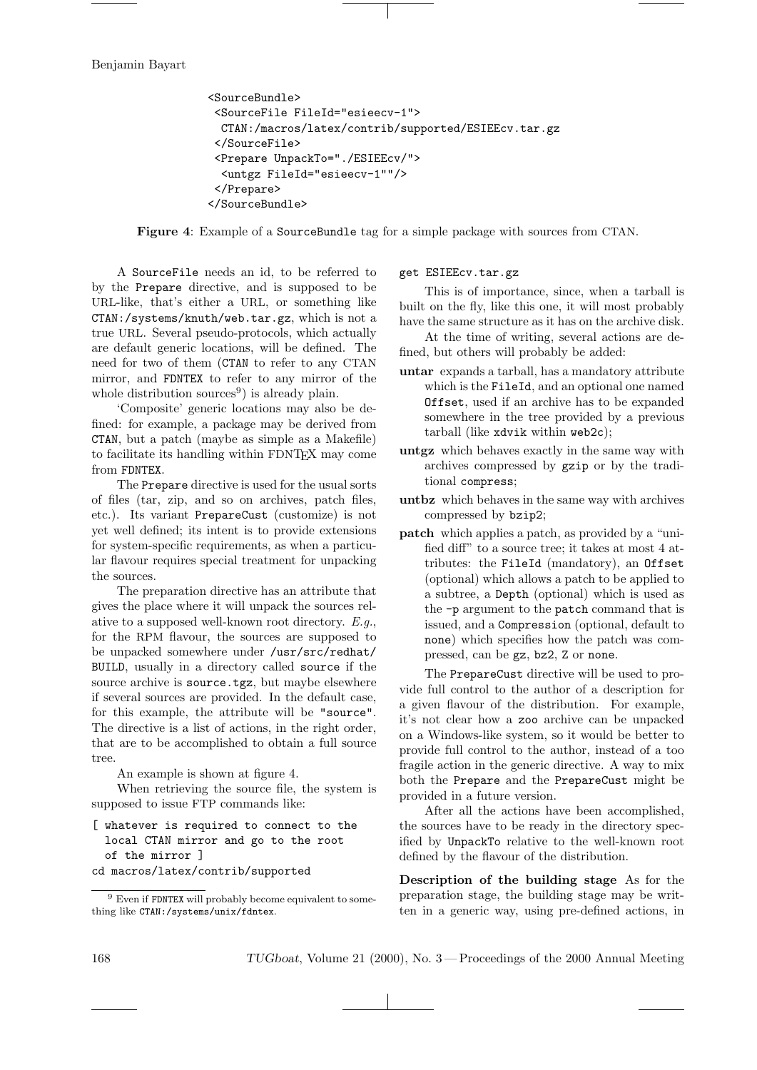```
<SourceBundle>
 <SourceFile FileId="esieecv-1">
  CTAN:/macros/latex/contrib/supported/ESIEEcv.tar.gz
 </SourceFile>
 <Prepare UnpackTo="./ESIEEcv/">
  <untgz FileId="esieecv-1""/>
 </Prepare>
</SourceBundle>
```

**Figure 4**: Example of a `SourceBundle` tag for a simple package with sources from CTAN.

A `SourceFile` needs an id, to be referred to by the `Prepare` directive, and is supposed to be URL-like, that's either a URL, or something like `CTAN:/systems/knuth/web.tar.gz`, which is not a true URL. Several pseudo-protocols, which actually are default generic locations, will be defined. The need for two of them (`CTAN` to refer to any CTAN mirror, and `FDNTEX` to refer to any mirror of the whole distribution sources[9]) is already plain.

'Composite' generic locations may also be defined: for example, a package may be derived from `CTAN`, but a patch (maybe as simple as a Makefile) to facilitate its handling within FDNTEX may come from `FDNTEX`.

The `Prepare` directive is used for the usual sorts of files (tar, zip, and so on archives, patch files, etc.). Its variant `PrepareCust` (customize) is not yet well defined; its intent is to provide extensions for system-specific requirements, as when a particular flavour requires special treatment for unpacking the sources.

The preparation directive has an attribute that gives the place where it will unpack the sources relative to a supposed well-known root directory. *E.g.*, for the RPM flavour, the sources are supposed to be unpacked somewhere under `/usr/src/redhat/BUILD`, usually in a directory called `source` if the source archive is `source.tgz`, but maybe elsewhere if several sources are provided. In the default case, for this example, the attribute will be `"source"`. The directive is a list of actions, in the right order, that are to be accomplished to obtain a full source tree.

An example is shown at figure 4.

When retrieving the source file, the system is supposed to issue FTP commands like:

```
[ whatever is required to connect to the
  local CTAN mirror and go to the root
  of the mirror ]
cd macros/latex/contrib/supported
get ESIEEcv.tar.gz
```

This is of importance, since, when a tarball is built on the fly, like this one, it will most probably have the same structure as it has on the archive disk.

At the time of writing, several actions are defined, but others will probably be added:

- **untar** expands a tarball, has a mandatory attribute which is the `FileId`, and an optional one named `Offset`, used if an archive has to be expanded somewhere in the tree provided by a previous tarball (like `xdvik` within `web2c`);
- **untgz** which behaves exactly in the same way with archives compressed by `gzip` or by the traditional `compress`;
- **untbz** which behaves in the same way with archives compressed by `bzip2`;
- **patch** which applies a patch, as provided by a "unified diff" to a source tree; it takes at most 4 attributes: the `FileId` (mandatory), an `Offset` (optional) which allows a patch to be applied to a subtree, a `Depth` (optional) which is used as the `-p` argument to the `patch` command that is issued, and a `Compression` (optional, default to `none`) which specifies how the patch was compressed, can be `gz`, `bz2`, `Z` or `none`.

The `PrepareCust` directive will be used to provide full control to the author of a description for a given flavour of the distribution. For example, it's not clear how a `zoo` archive can be unpacked on a Windows-like system, so it would be better to provide full control to the author, instead of a too fragile action in the generic directive. A way to mix both the `Prepare` and the `PrepareCust` might be provided in a future version.

After all the actions have been accomplished, the sources have to be ready in the directory specified by `UnpackTo` relative to the well-known root defined by the flavour of the distribution.

**Description of the building stage** As for the preparation stage, the building stage may be written in a generic way, using pre-defined actions, in

[9] Even if `FDNTEX` will probably become equivalent to something like `CTAN:/systems/unix/fdntex`.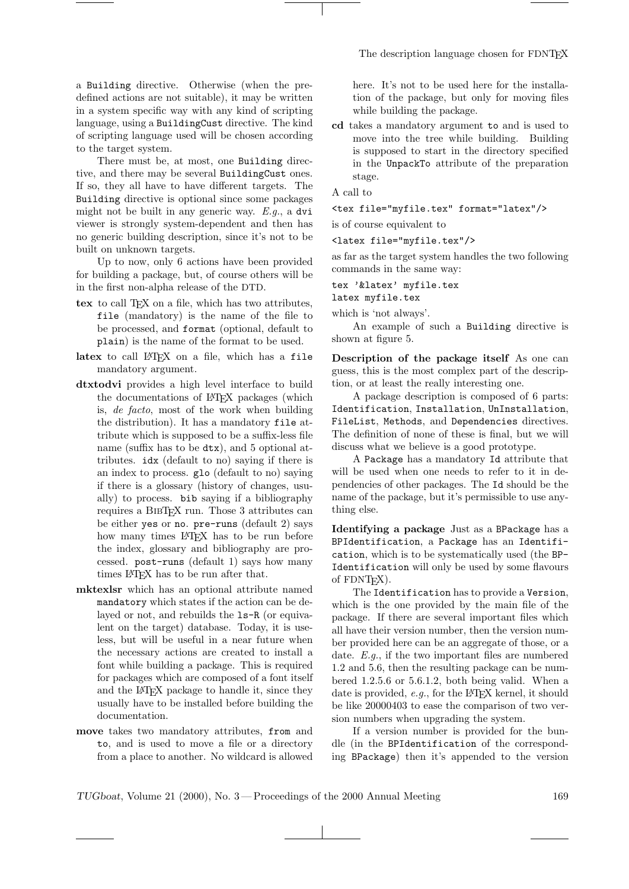a Building directive. Otherwise (when the predefined actions are not suitable), it may be written in a system specific way with any kind of scripting language, using a BuildingCust directive. The kind of scripting language used will be chosen according to the target system.

There must be, at most, one Building directive, and there may be several BuildingCust ones. If so, they all have to have different targets. The Building directive is optional since some packages might not be built in any generic way. *E.g.*, a dvi viewer is strongly system-dependent and then has no generic building description, since it's not to be built on unknown targets.

Up to now, only 6 actions have been provided for building a package, but, of course others will be in the first non-alpha release of the DTD.

- **tex** to call TeX on a file, which has two attributes, `file` (mandatory) is the name of the file to be processed, and `format` (optional, default to `plain`) is the name of the format to be used.
- **latex** to call LaTeX on a file, which has a `file` mandatory argument.
- **dtxtodvi** provides a high level interface to build the documentations of LaTeX packages (which is, *de facto*, most of the work when building the distribution). It has a mandatory `file` attribute which is supposed to be a suffix-less file name (suffix has to be `dtx`), and 5 optional attributes. `idx` (default to no) saying if there is an index to process. `glo` (default to no) saying if there is a glossary (history of changes, usually) to process. `bib` saying if a bibliography requires a BibTeX run. Those 3 attributes can be either `yes` or `no`. `pre-runs` (default 2) says how many times LaTeX has to be run before the index, glossary and bibliography are processed. `post-runs` (default 1) says how many times LaTeX has to be run after that.
- **mktexlsr** which has an optional attribute named `mandatory` which states if the action can be delayed or not, and rebuilds the `ls-R` (or equivalent on the target) database. Today, it is useless, but will be useful in a near future when the necessary actions are created to install a font while building a package. This is required for packages which are composed of a font itself and the LaTeX package to handle it, since they usually have to be installed before building the documentation.
- **move** takes two mandatory attributes, `from` and `to`, and is used to move a file or a directory from a place to another. No wildcard is allowed here. It's not to be used here for the installation of the package, but only for moving files while building the package.
- **cd** takes a mandatory argument `to` and is used to move into the tree while building. Building is supposed to start in the directory specified in the `UnpackTo` attribute of the preparation stage.

A call to

```
<tex file="myfile.tex" format="latex"/>
```

is of course equivalent to

```
<latex file="myfile.tex"/>
```

as far as the target system handles the two following commands in the same way:

```
tex '&latex' myfile.tex
latex myfile.tex
```

which is 'not always'.

An example of such a Building directive is shown at figure 5.

**Description of the package itself** As one can guess, this is the most complex part of the description, or at least the really interesting one.

A package description is composed of 6 parts: Identification, Installation, UnInstallation, FileList, Methods, and Dependencies directives. The definition of none of these is final, but we will discuss what we believe is a good prototype.

A Package has a mandatory Id attribute that will be used when one needs to refer to it in dependencies of other packages. The Id should be the name of the package, but it's permissible to use anything else.

**Identifying a package** Just as a BPackage has a BPIdentification, a Package has an Identification, which is to be systematically used (the BPIdentification will only be used by some flavours of FDNTeX).

The Identification has to provide a Version, which is the one provided by the main file of the package. If there are several important files which all have their version number, then the version number provided here can be an aggregate of those, or a date. *E.g.*, if the two important files are numbered 1.2 and 5.6, then the resulting package can be numbered 1.2.5.6 or 5.6.1.2, both being valid. When a date is provided, *e.g.*, for the LaTeX kernel, it should be like 20000403 to ease the comparison of two version numbers when upgrading the system.

If a version number is provided for the bundle (in the BPIdentification of the corresponding BPackage) then it's appended to the version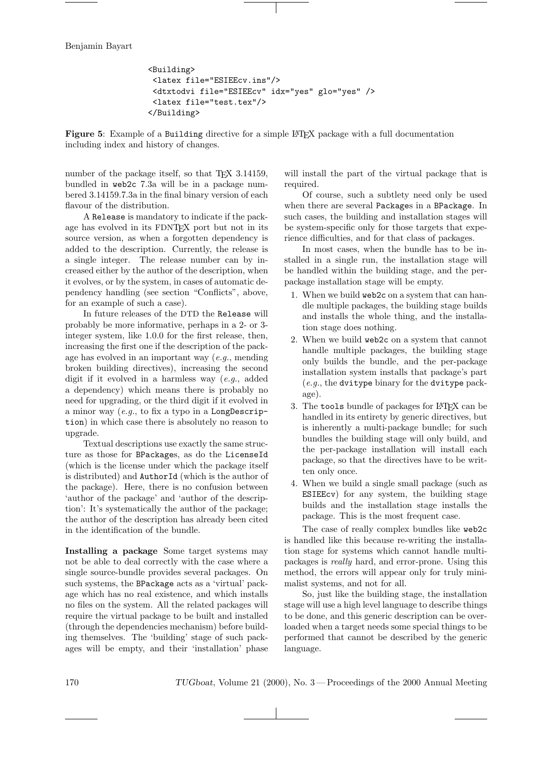```
<Building>
 <latex file="ESIEEcv.ins"/>
 <dtxtodvi file="ESIEEcv" idx="yes" glo="yes" />
 <latex file="test.tex"/>
</Building>
```

**Figure 5**: Example of a `Building` directive for a simple LaTeX package with a full documentation including index and history of changes.

number of the package itself, so that TeX 3.14159, bundled in `web2c` 7.3a will be in a package numbered 3.14159.7.3a in the final binary version of each flavour of the distribution.

A `Release` is mandatory to indicate if the package has evolved in its FDNTeX port but not in its source version, as when a forgotten dependency is added to the description. Currently, the release is a single integer. The release number can by increased either by the author of the description, when it evolves, or by the system, in cases of automatic dependency handling (see section "Conflicts", above, for an example of such a case).

In future releases of the DTD the `Release` will probably be more informative, perhaps in a 2- or 3-integer system, like 1.0.0 for the first release, then, increasing the first one if the description of the package has evolved in an important way (*e.g.*, mending broken building directives), increasing the second digit if it evolved in a harmless way (*e.g.*, added a dependency) which means there is probably no need for upgrading, or the third digit if it evolved in a minor way (*e.g.*, to fix a typo in a `LongDescription`) in which case there is absolutely no reason to upgrade.

Textual descriptions use exactly the same structure as those for `BPackage`s, as do the `LicenseId` (which is the license under which the package itself is distributed) and `AuthorId` (which is the author of the package). Here, there is no confusion between 'author of the package' and 'author of the description': It's systematically the author of the package; the author of the description has already been cited in the identification of the bundle.

**Installing a package** Some target systems may not be able to deal correctly with the case where a single source-bundle provides several packages. On such systems, the `BPackage` acts as a 'virtual' package which has no real existence, and which installs no files on the system. All the related packages will require the virtual package to be built and installed (through the dependencies mechanism) before building themselves. The 'building' stage of such packages will be empty, and their 'installation' phase will install the part of the virtual package that is required.

Of course, such a subtlety need only be used when there are several `Package`s in a `BPackage`. In such cases, the building and installation stages will be system-specific only for those targets that experience difficulties, and for that class of packages.

In most cases, when the bundle has to be installed in a single run, the installation stage will be handled within the building stage, and the per-package installation stage will be empty.

1. When we build `web2c` on a system that can handle multiple packages, the building stage builds and installs the whole thing, and the installation stage does nothing.
2. When we build `web2c` on a system that cannot handle multiple packages, the building stage only builds the bundle, and the per-package installation system installs that package's part (*e.g.*, the `dvitype` binary for the `dvitype` package).
3. The `tools` bundle of packages for LaTeX can be handled in its entirety by generic directives, but is inherently a multi-package bundle; for such bundles the building stage will only build, and the per-package installation will install each package, so that the directives have to be written only once.
4. When we build a single small package (such as `ESIEEcv`) for any system, the building stage builds and the installation stage installs the package. This is the most frequent case.

The case of really complex bundles like `web2c` is handled like this because re-writing the installation stage for systems which cannot handle multi-packages is *really* hard, and error-prone. Using this method, the errors will appear only for truly minimalist systems, and not for all.

So, just like the building stage, the installation stage will use a high level language to describe things to be done, and this generic description can be overloaded when a target needs some special things to be performed that cannot be described by the generic language.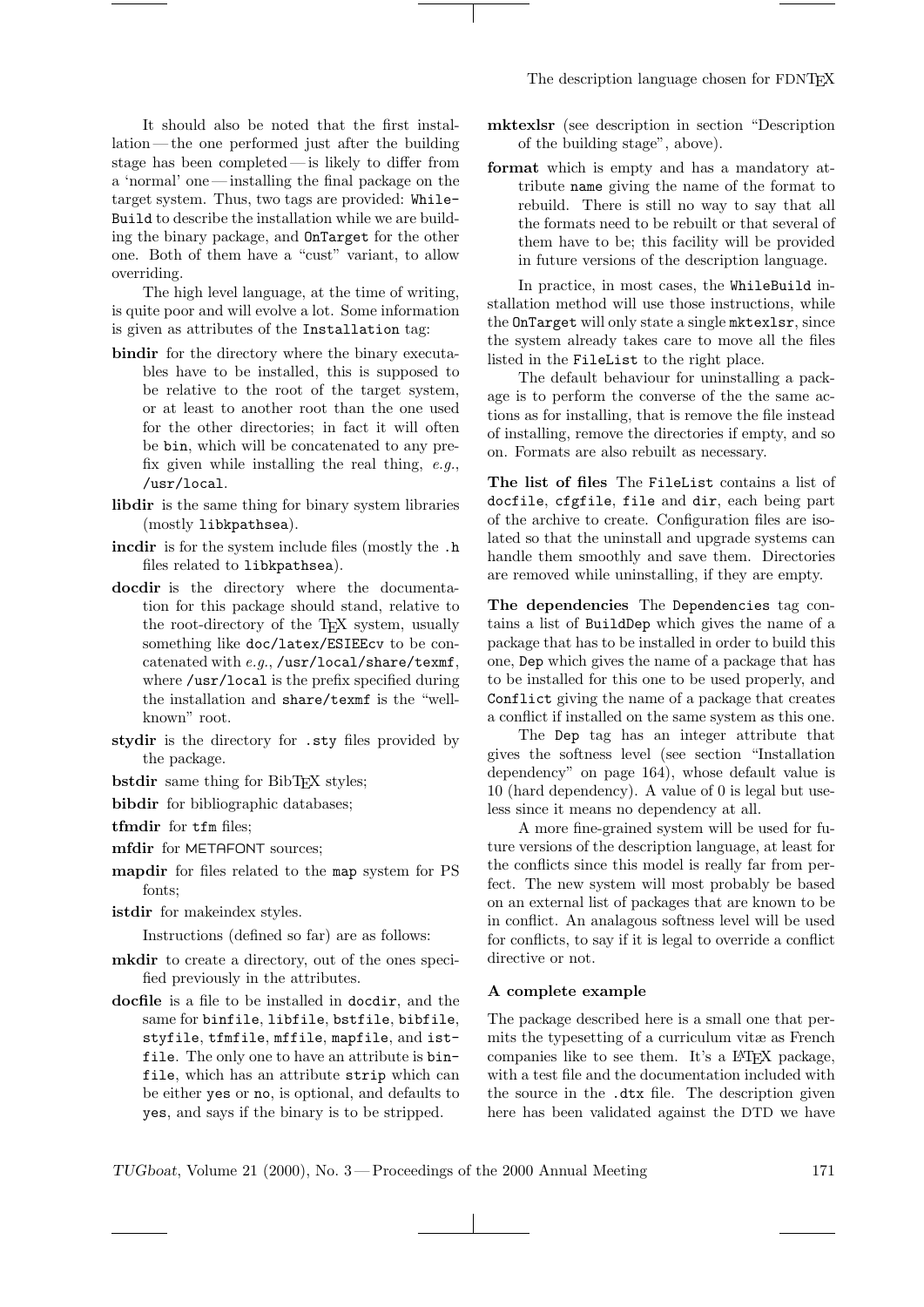It should also be noted that the first installation — the one performed just after the building stage has been completed — is likely to differ from a 'normal' one — installing the final package on the target system. Thus, two tags are provided: `WhileBuild` to describe the installation while we are building the binary package, and `OnTarget` for the other one. Both of them have a "cust" variant, to allow overriding.

The high level language, at the time of writing, is quite poor and will evolve a lot. Some information is given as attributes of the `Installation` tag:

**bindir** for the directory where the binary executables have to be installed, this is supposed to be relative to the root of the target system, or at least to another root than the one used for the other directories; in fact it will often be `bin`, which will be concatenated to any prefix given while installing the real thing, *e.g.*, `/usr/local`.

**libdir** is the same thing for binary system libraries (mostly `libkpathsea`).

**incdir** is for the system include files (mostly the `.h` files related to `libkpathsea`).

**docdir** is the directory where the documentation for this package should stand, relative to the root-directory of the TEX system, usually something like `doc/latex/ESIEEcv` to be concatenated with *e.g.*, `/usr/local/share/texmf`, where `/usr/local` is the prefix specified during the installation and `share/texmf` is the "well-known" root.

**stydir** is the directory for `.sty` files provided by the package.

**bstdir** same thing for BibTEX styles;

**bibdir** for bibliographic databases;

**tfmdir** for `tfm` files;

**mfdir** for METAFONT sources;

**mapdir** for files related to the `map` system for PS fonts;

**istdir** for makeindex styles.

Instructions (defined so far) are as follows:

**mkdir** to create a directory, out of the ones specified previously in the attributes.

**docfile** is a file to be installed in `docdir`, and the same for `binfile`, `libfile`, `bstfile`, `bibfile`, `styfile`, `tfmfile`, `mffile`, `mapfile`, and `istfile`. The only one to have an attribute is `binfile`, which has an attribute `strip` which can be either `yes` or `no`, is optional, and defaults to `yes`, and says if the binary is to be stripped.

**mktexlsr** (see description in section "Description of the building stage", above).

**format** which is empty and has a mandatory attribute `name` giving the name of the format to rebuild. There is still no way to say that all the formats need to be rebuilt or that several of them have to be; this facility will be provided in future versions of the description language.

In practice, in most cases, the `WhileBuild` installation method will use those instructions, while the `OnTarget` will only state a single `mktexlsr`, since the system already takes care to move all the files listed in the `FileList` to the right place.

The default behaviour for uninstalling a package is to perform the converse of the the same actions as for installing, that is remove the file instead of installing, remove the directories if empty, and so on. Formats are also rebuilt as necessary.

**The list of files** The `FileList` contains a list of `docfile`, `cfgfile`, `file` and `dir`, each being part of the archive to create. Configuration files are isolated so that the uninstall and upgrade systems can handle them smoothly and save them. Directories are removed while uninstalling, if they are empty.

**The dependencies** The `Dependencies` tag contains a list of `BuildDep` which gives the name of a package that has to be installed in order to build this one, `Dep` which gives the name of a package that has to be installed for this one to be used properly, and `Conflict` giving the name of a package that creates a conflict if installed on the same system as this one.

The `Dep` tag has an integer attribute that gives the softness level (see section "Installation dependency" on page 164), whose default value is 10 (hard dependency). A value of 0 is legal but useless since it means no dependency at all.

A more fine-grained system will be used for future versions of the description language, at least for the conflicts since this model is really far from perfect. The new system will most probably be based on an external list of packages that are known to be in conflict. An analagous softness level will be used for conflicts, to say if it is legal to override a conflict directive or not.

### A complete example

The package described here is a small one that permits the typesetting of a curriculum vitæ as French companies like to see them. It's a LATEX package, with a test file and the documentation included with the source in the `.dtx` file. The description given here has been validated against the DTD we have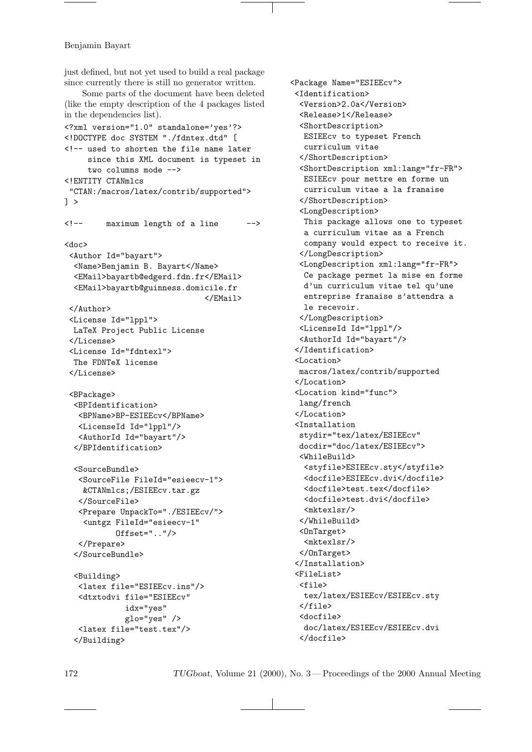just defined, but not yet used to build a real package since currently there is still no generator written.

Some parts of the document have been deleted (like the empty description of the 4 packages listed in the dependencies list).

```
<?xml version="1.0" standalone='yes'?>
<!DOCTYPE doc SYSTEM "./fdntex.dtd" [
<!-- used to shorten the file name later
     since this XML document is typeset in
     two columns mode -->
<!ENTITY CTANmlcs
 "CTAN:/macros/latex/contrib/supported">
] >

<!--     maximum length of a line      -->

<doc>
 <Author Id="bayart">
  <Name>Benjamin B. Bayart</Name>
  <EMail>bayartb@edgerd.fdn.fr</EMail>
  <EMail>bayartb@guinness.domicile.fr
                              </EMail>
 </Author>
 <License Id="lppl">
  LaTeX Project Public License
 </License>
 <License Id="fdntexl">
  The FDNTeX license
 </License>

 <BPackage>
  <BPIdentification>
   <BPName>BP-ESIEEcv</BPName>
   <LicenseId Id="lppl"/>
   <AuthorId Id="bayart"/>
  </BPIdentification>

  <SourceBundle>
   <SourceFile FileId="esieecv-1">
    &CTANmlcs;/ESIEEcv.tar.gz
   </SourceFile>
   <Prepare UnpackTo="./ESIEEcv/">
    <untgz FileId="esieecv-1"
         Offset=".."/>
   </Prepare>
  </SourceBundle>

  <Building>
   <latex file="ESIEEcv.ins"/>
   <dtxtodvi file="ESIEEcv"
            idx="yes"
            glo="yes" />
   <latex file="test.tex"/>
  </Building>

<Package Name="ESIEEcv">
 <Identification>
  <Version>2.0a</Version>
  <Release>1</Release>
  <ShortDescription>
   ESIEEcv to typeset French
   curriculum vitae
  </ShortDescription>
  <ShortDescription xml:lang="fr-FR">
   ESIEEcv pour mettre en forme un
   curriculum vitae a la franaise
  </ShortDescription>
  <LongDescription>
   This package allows one to typeset
   a curriculum vitae as a French
   company would expect to receive it.
  </LongDescription>
  <LongDescription xml:lang="fr-FR">
   Ce package permet la mise en forme
   d'un curriculum vitae tel qu'une
   entreprise franaise s'attendra a
   le recevoir.
  </LongDescription>
  <LicenseId Id="lppl"/>
  <AuthorId Id="bayart"/>
 </Identification>
 <Location>
  macros/latex/contrib/supported
 </Location>
 <Location kind="func">
  lang/french
 </Location>
 <Installation
  stydir="tex/latex/ESIEEcv"
  docdir="doc/latex/ESIEEcv">
  <WhileBuild>
   <styfile>ESIEEcv.sty</styfile>
   <docfile>ESIEEcv.dvi</docfile>
   <docfile>test.tex</docfile>
   <docfile>test.dvi</docfile>
   <mktexlsr/>
  </WhileBuild>
  <OnTarget>
   <mktexlsr/>
  </OnTarget>
 </Installation>
 <FileList>
  <file>
   tex/latex/ESIEEcv/ESIEEcv.sty
  </file>
  <docfile>
   doc/latex/ESIEEcv/ESIEEcv.dvi
  </docfile>
```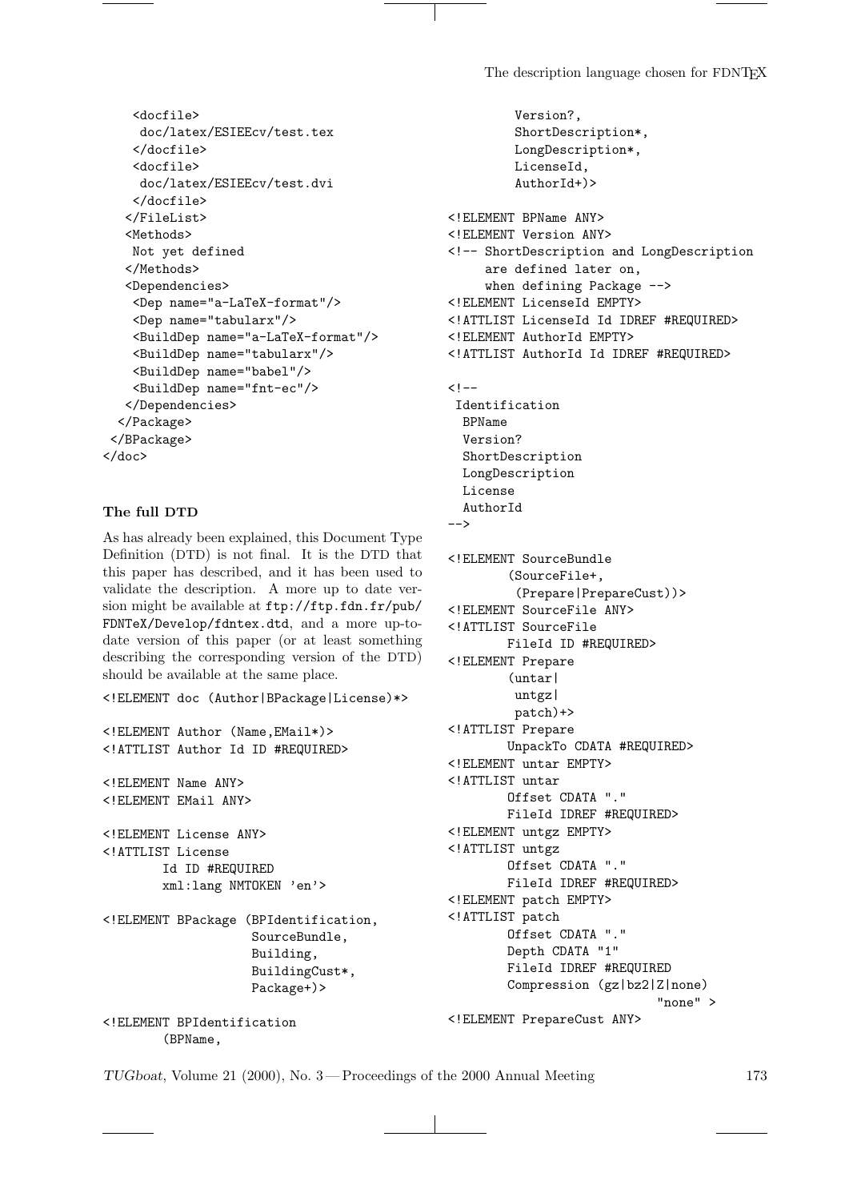```
    <docfile>
     doc/latex/ESIEEcv/test.tex
    </docfile>
    <docfile>
     doc/latex/ESIEEcv/test.dvi
    </docfile>
   </FileList>
   <Methods>
    Not yet defined
   </Methods>
   <Dependencies>
    <Dep name="a-LaTeX-format"/>
    <Dep name="tabularx"/>
    <BuildDep name="a-LaTeX-format"/>
    <BuildDep name="tabularx"/>
    <BuildDep name="babel"/>
    <BuildDep name="fnt-ec"/>
   </Dependencies>
  </Package>
 </BPackage>
</doc>
```

### The full DTD

As has already been explained, this Document Type Definition (DTD) is not final. It is the DTD that this paper has described, and it has been used to validate the description. A more up to date version might be available at `ftp://ftp.fdn.fr/pub/FDNTeX/Develop/fdntex.dtd`, and a more up-to-date version of this paper (or at least something describing the corresponding version of the DTD) should be available at the same place.

```
<!ELEMENT doc (Author|BPackage|License)*>

<!ELEMENT Author (Name,EMail*)>
<!ATTLIST Author Id ID #REQUIRED>

<!ELEMENT Name ANY>
<!ELEMENT EMail ANY>

<!ELEMENT License ANY>
<!ATTLIST License
        Id ID #REQUIRED
        xml:lang NMTOKEN 'en'>

<!ELEMENT BPackage (BPIdentification,
                   SourceBundle,
                   Building,
                   BuildingCust*,
                   Package+)>

<!ELEMENT BPIdentification
        (BPName,
         Version?,
         ShortDescription*,
         LongDescription*,
         LicenseId,
         AuthorId+)>

<!ELEMENT BPName ANY>
<!ELEMENT Version ANY>
<!-- ShortDescription and LongDescription
     are defined later on,
     when defining Package -->
<!ELEMENT LicenseId EMPTY>
<!ATTLIST LicenseId Id IDREF #REQUIRED>
<!ELEMENT AuthorId EMPTY>
<!ATTLIST AuthorId Id IDREF #REQUIRED>

<!--
 Identification
  BPName
  Version?
  ShortDescription
  LongDescription
  License
  AuthorId
-->

<!ELEMENT SourceBundle
        (SourceFile+,
         (Prepare|PrepareCust))>
<!ELEMENT SourceFile ANY>
<!ATTLIST SourceFile
        FileId ID #REQUIRED>
<!ELEMENT Prepare
        (untar|
         untgz|
         patch)+>
<!ATTLIST Prepare
        UnpackTo CDATA #REQUIRED>
<!ELEMENT untar EMPTY>
<!ATTLIST untar
        Offset CDATA "."
        FileId IDREF #REQUIRED>
<!ELEMENT untgz EMPTY>
<!ATTLIST untgz
        Offset CDATA "."
        FileId IDREF #REQUIRED>
<!ELEMENT patch EMPTY>
<!ATTLIST patch
        Offset CDATA "."
        Depth CDATA "1"
        FileId IDREF #REQUIRED
        Compression (gz|bz2|Z|none)
                         "none" >
<!ELEMENT PrepareCust ANY>
```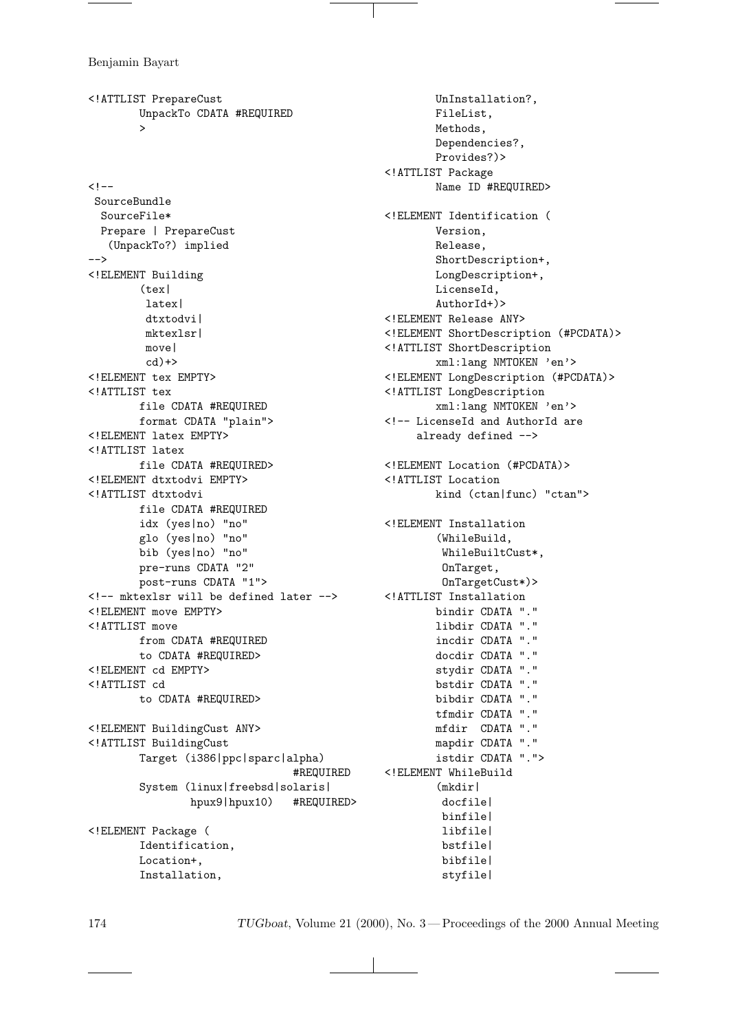```
<!ATTLIST PrepareCust
        UnpackTo CDATA #REQUIRED
        >



<!--
 SourceBundle
  SourceFile*
  Prepare | PrepareCust
   (UnpackTo?) implied
-->
<!ELEMENT Building
        (tex|
         latex|
         dtxtodvi|
         mktexlsr|
         move|
         cd)+>
<!ELEMENT tex EMPTY>
<!ATTLIST tex
        file CDATA #REQUIRED
        format CDATA "plain">
<!ELEMENT latex EMPTY>
<!ATTLIST latex
        file CDATA #REQUIRED>
<!ELEMENT dtxtodvi EMPTY>
<!ATTLIST dtxtodvi
        file CDATA #REQUIRED
        idx (yes|no) "no"
        glo (yes|no) "no"
        bib (yes|no) "no"
        pre-runs CDATA "2"
        post-runs CDATA "1">
<!-- mktexlsr will be defined later -->
<!ELEMENT move EMPTY>
<!ATTLIST move
        from CDATA #REQUIRED
        to CDATA #REQUIRED>
<!ELEMENT cd EMPTY>
<!ATTLIST cd
        to CDATA #REQUIRED>

<!ELEMENT BuildingCust ANY>
<!ATTLIST BuildingCust
        Target (i386|ppc|sparc|alpha)
                                #REQUIRED
        System (linux|freebsd|solaris|
                hpux9|hpux10)   #REQUIRED>

<!ELEMENT Package (
        Identification,
        Location+,
        Installation,
        UnInstallation?,
        FileList,
        Methods,
        Dependencies?,
        Provides?)>
<!ATTLIST Package
        Name ID #REQUIRED>

<!ELEMENT Identification (
        Version,
        Release,
        ShortDescription+,
        LongDescription+,
        LicenseId,
        AuthorId+)>
<!ELEMENT Release ANY>
<!ELEMENT ShortDescription (#PCDATA)>
<!ATTLIST ShortDescription
        xml:lang NMTOKEN 'en'>
<!ELEMENT LongDescription (#PCDATA)>
<!ATTLIST LongDescription
        xml:lang NMTOKEN 'en'>
<!-- LicenseId and AuthorId are
     already defined -->

<!ELEMENT Location (#PCDATA)>
<!ATTLIST Location
        kind (ctan|func) "ctan">

<!ELEMENT Installation
        (WhileBuild,
         WhileBuiltCust*,
         OnTarget,
         OnTargetCust*)>
<!ATTLIST Installation
        bindir CDATA "."
        libdir CDATA "."
        incdir CDATA "."
        docdir CDATA "."
        stydir CDATA "."
        bstdir CDATA "."
        bibdir CDATA "."
        tfmdir CDATA "."
        mfdir  CDATA "."
        mapdir CDATA "."
        istdir CDATA ".">
<!ELEMENT WhileBuild
        (mkdir|
         docfile|
         binfile|
         libfile|
         bstfile|
         bibfile|
         styfile|
```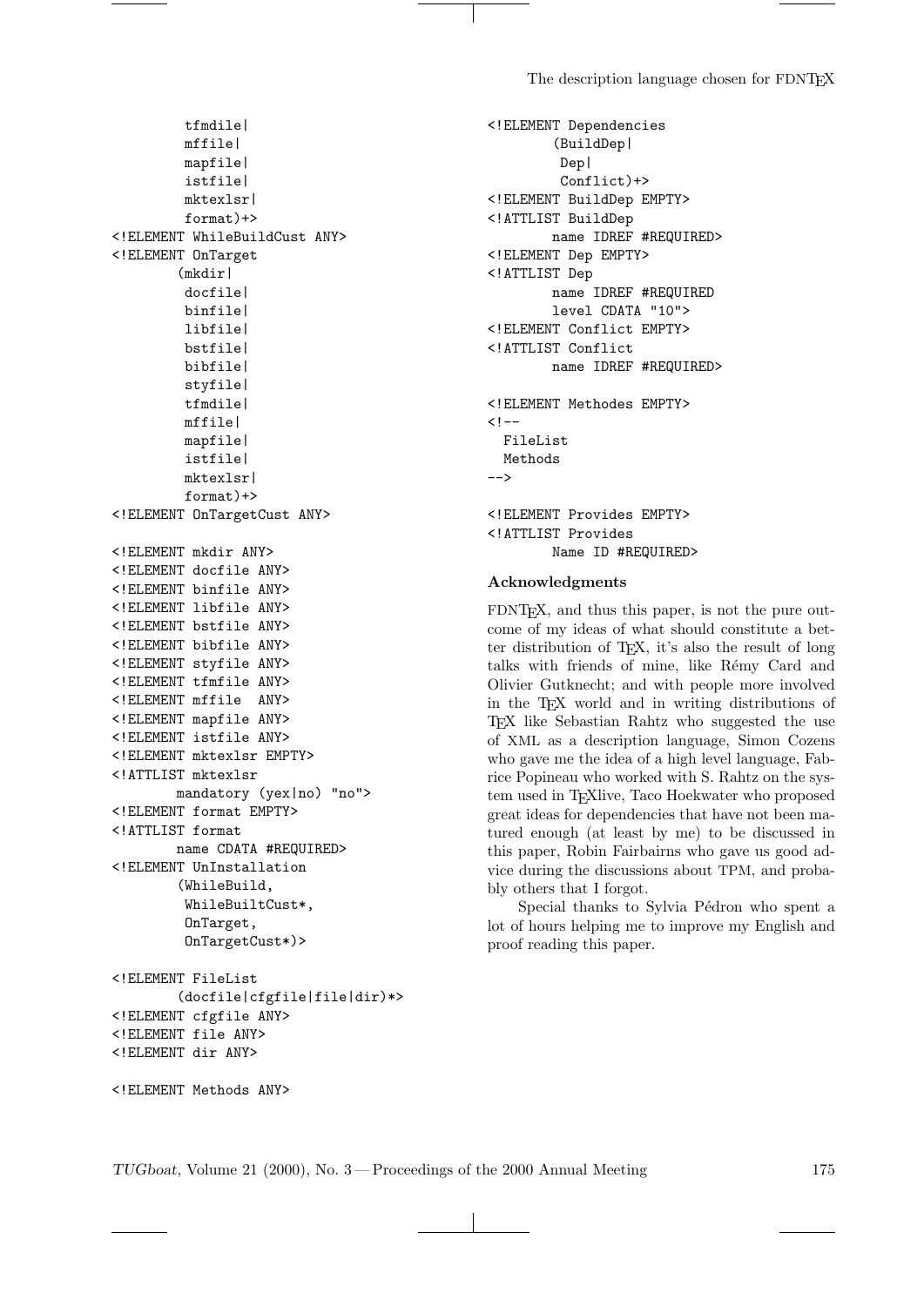```
        tfmdile|
        mffile|
        mapfile|
        istfile|
        mktexlsr|
        format)+>
<!ELEMENT WhileBuildCust ANY>
<!ELEMENT OnTarget
        (mkdir|
        docfile|
        binfile|
        libfile|
        bstfile|
        bibfile|
        styfile|
        tfmdile|
        mffile|
        mapfile|
        istfile|
        mktexlsr|
        format)+>
<!ELEMENT OnTargetCust ANY>

<!ELEMENT mkdir ANY>
<!ELEMENT docfile ANY>
<!ELEMENT binfile ANY>
<!ELEMENT libfile ANY>
<!ELEMENT bstfile ANY>
<!ELEMENT bibfile ANY>
<!ELEMENT styfile ANY>
<!ELEMENT tfmfile ANY>
<!ELEMENT mffile  ANY>
<!ELEMENT mapfile ANY>
<!ELEMENT istfile ANY>
<!ELEMENT mktexlsr EMPTY>
<!ATTLIST mktexlsr
        mandatory (yex|no) "no">
<!ELEMENT format EMPTY>
<!ATTLIST format
        name CDATA #REQUIRED>
<!ELEMENT UnInstallation
        (WhileBuild,
        WhileBuiltCust*,
        OnTarget,
        OnTargetCust*)>

<!ELEMENT FileList
        (docfile|cfgfile|file|dir)*>
<!ELEMENT cfgfile ANY>
<!ELEMENT file ANY>
<!ELEMENT dir ANY>

<!ELEMENT Methods ANY>

<!ELEMENT Dependencies
        (BuildDep|
         Dep|
         Conflict)+>
<!ELEMENT BuildDep EMPTY>
<!ATTLIST BuildDep
        name IDREF #REQUIRED>
<!ELEMENT Dep EMPTY>
<!ATTLIST Dep
        name IDREF #REQUIRED
        level CDATA "10">
<!ELEMENT Conflict EMPTY>
<!ATTLIST Conflict
        name IDREF #REQUIRED>

<!ELEMENT Methodes EMPTY>
<!--
  FileList
  Methods
-->

<!ELEMENT Provides EMPTY>
<!ATTLIST Provides
        Name ID #REQUIRED>
```

### Acknowledgments

FDNTEX, and thus this paper, is not the pure outcome of my ideas of what should constitute a better distribution of TEX, it's also the result of long talks with friends of mine, like Rémy Card and Olivier Gutknecht; and with people more involved in the TEX world and in writing distributions of TEX like Sebastian Rahtz who suggested the use of XML as a description language, Simon Cozens who gave me the idea of a high level language, Fabrice Popineau who worked with S. Rahtz on the system used in TEXlive, Taco Hoekwater who proposed great ideas for dependencies that have not been matured enough (at least by me) to be discussed in this paper, Robin Fairbairns who gave us good advice during the discussions about TPM, and probably others that I forgot.

Special thanks to Sylvia Pédron who spent a lot of hours helping me to improve my English and proof reading this paper.